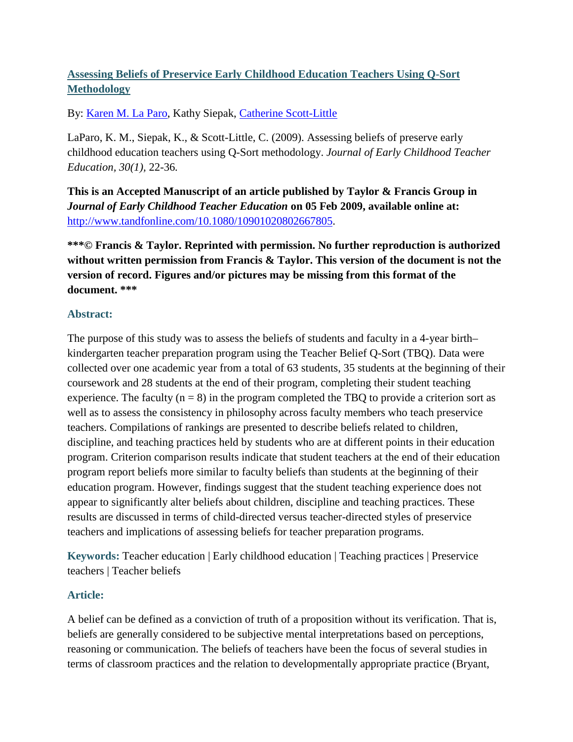# [Assessing Beliefs of Preservice Early Childhood Education Teachers Using Q-Sort Methodology](#)

By: [Karen M. La Paro](#), Kathy Siepak, [Catherine Scott-Little](#)

LaParo, K. M., Siepak, K., & Scott-Little, C. (2009). Assessing beliefs of preserve early childhood education teachers using Q-Sort methodology. *Journal of Early Childhood Teacher Education, 30(1),* 22-36.

**This is an Accepted Manuscript of an article published by Taylor & Francis Group in *Journal of Early Childhood Teacher Education* on 05 Feb 2009, available online at:** [http://www.tandfonline.com/10.1080/10901020802667805](http://www.tandfonline.com/10.1080/10901020802667805).

**\*\*\*© Francis & Taylor. Reprinted with permission. No further reproduction is authorized without written permission from Francis & Taylor. This version of the document is not the version of record. Figures and/or pictures may be missing from this format of the document. \*\*\***

## Abstract:

The purpose of this study was to assess the beliefs of students and faculty in a 4-year birth–kindergarten teacher preparation program using the Teacher Belief Q-Sort (TBQ). Data were collected over one academic year from a total of 63 students, 35 students at the beginning of their coursework and 28 students at the end of their program, completing their student teaching experience. The faculty ($n = 8$) in the program completed the TBQ to provide a criterion sort as well as to assess the consistency in philosophy across faculty members who teach preservice teachers. Compilations of rankings are presented to describe beliefs related to children, discipline, and teaching practices held by students who are at different points in their education program. Criterion comparison results indicate that student teachers at the end of their education program report beliefs more similar to faculty beliefs than students at the beginning of their education program. However, findings suggest that the student teaching experience does not appear to significantly alter beliefs about children, discipline and teaching practices. These results are discussed in terms of child-directed versus teacher-directed styles of preservice teachers and implications of assessing beliefs for teacher preparation programs.

**Keywords:** Teacher education | Early childhood education | Teaching practices | Preservice teachers | Teacher beliefs

## Article:

A belief can be defined as a conviction of truth of a proposition without its verification. That is, beliefs are generally considered to be subjective mental interpretations based on perceptions, reasoning or communication. The beliefs of teachers have been the focus of several studies in terms of classroom practices and the relation to developmentally appropriate practice (Bryant,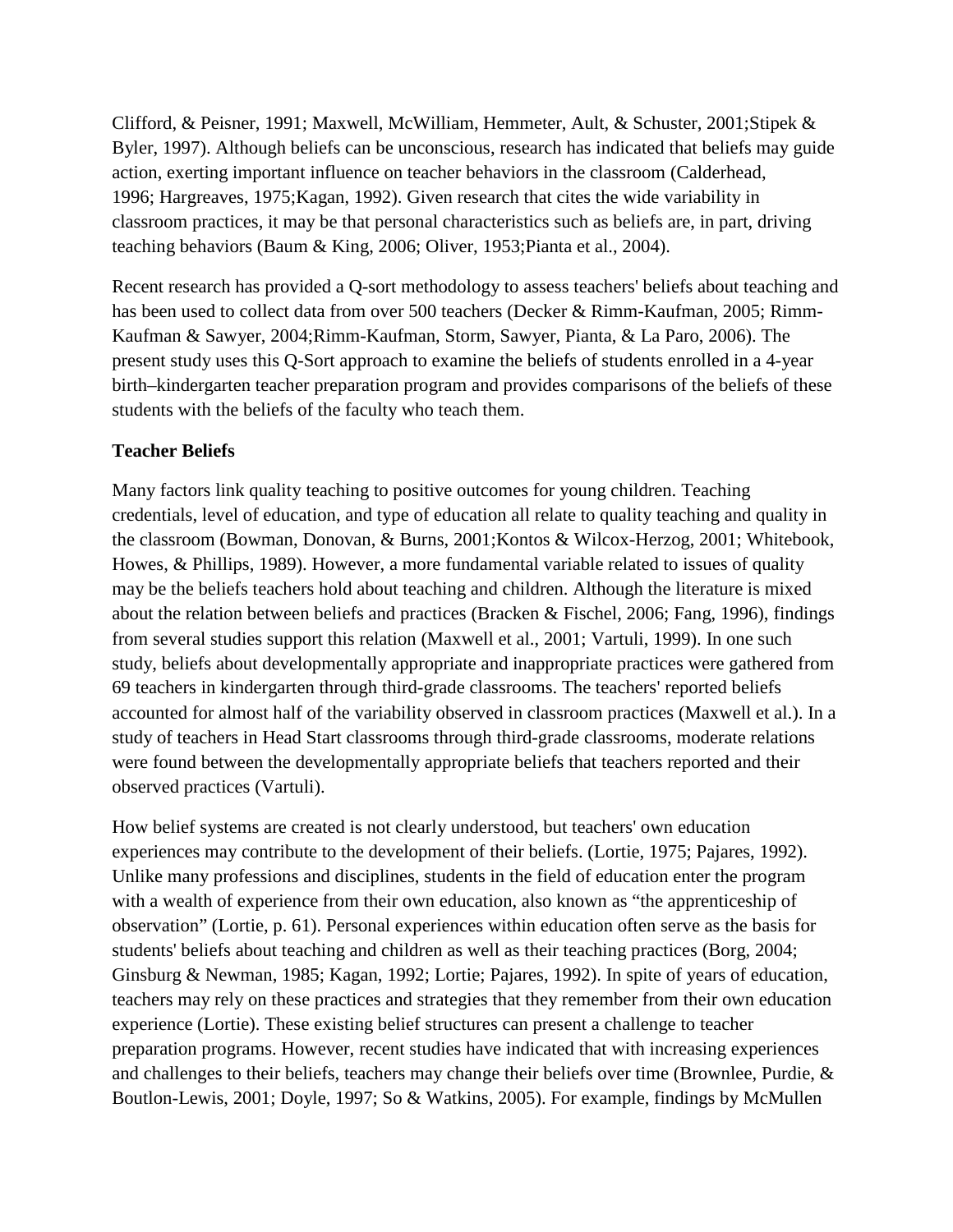Clifford, & Peisner, 1991; Maxwell, McWilliam, Hemmeter, Ault, & Schuster, 2001;Stipek & Byler, 1997). Although beliefs can be unconscious, research has indicated that beliefs may guide action, exerting important influence on teacher behaviors in the classroom (Calderhead, 1996; Hargreaves, 1975;Kagan, 1992). Given research that cites the wide variability in classroom practices, it may be that personal characteristics such as beliefs are, in part, driving teaching behaviors (Baum & King, 2006; Oliver, 1953;Pianta et al., 2004).

Recent research has provided a Q-sort methodology to assess teachers' beliefs about teaching and has been used to collect data from over 500 teachers (Decker & Rimm-Kaufman, 2005; Rimm-Kaufman & Sawyer, 2004;Rimm-Kaufman, Storm, Sawyer, Pianta, & La Paro, 2006). The present study uses this Q-Sort approach to examine the beliefs of students enrolled in a 4-year birth–kindergarten teacher preparation program and provides comparisons of the beliefs of these students with the beliefs of the faculty who teach them.

**Teacher Beliefs**

Many factors link quality teaching to positive outcomes for young children. Teaching credentials, level of education, and type of education all relate to quality teaching and quality in the classroom (Bowman, Donovan, & Burns, 2001;Kontos & Wilcox-Herzog, 2001; Whitebook, Howes, & Phillips, 1989). However, a more fundamental variable related to issues of quality may be the beliefs teachers hold about teaching and children. Although the literature is mixed about the relation between beliefs and practices (Bracken & Fischel, 2006; Fang, 1996), findings from several studies support this relation (Maxwell et al., 2001; Vartuli, 1999). In one such study, beliefs about developmentally appropriate and inappropriate practices were gathered from 69 teachers in kindergarten through third-grade classrooms. The teachers' reported beliefs accounted for almost half of the variability observed in classroom practices (Maxwell et al.). In a study of teachers in Head Start classrooms through third-grade classrooms, moderate relations were found between the developmentally appropriate beliefs that teachers reported and their observed practices (Vartuli).

How belief systems are created is not clearly understood, but teachers' own education experiences may contribute to the development of their beliefs. (Lortie, 1975; Pajares, 1992). Unlike many professions and disciplines, students in the field of education enter the program with a wealth of experience from their own education, also known as "the apprenticeship of observation" (Lortie, p. 61). Personal experiences within education often serve as the basis for students' beliefs about teaching and children as well as their teaching practices (Borg, 2004; Ginsburg & Newman, 1985; Kagan, 1992; Lortie; Pajares, 1992). In spite of years of education, teachers may rely on these practices and strategies that they remember from their own education experience (Lortie). These existing belief structures can present a challenge to teacher preparation programs. However, recent studies have indicated that with increasing experiences and challenges to their beliefs, teachers may change their beliefs over time (Brownlee, Purdie, & Boutlon-Lewis, 2001; Doyle, 1997; So & Watkins, 2005). For example, findings by McMullen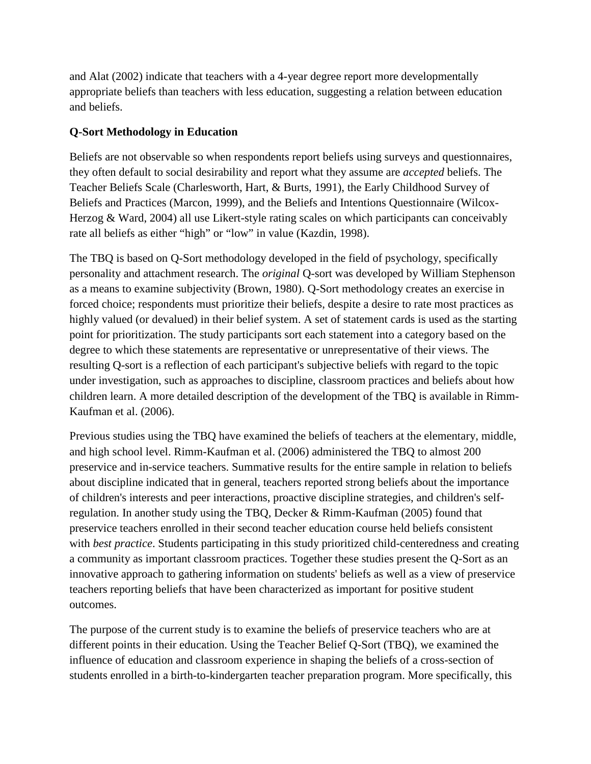and Alat (2002) indicate that teachers with a 4-year degree report more developmentally appropriate beliefs than teachers with less education, suggesting a relation between education and beliefs.

### Q-Sort Methodology in Education

Beliefs are not observable so when respondents report beliefs using surveys and questionnaires, they often default to social desirability and report what they assume are *accepted* beliefs. The Teacher Beliefs Scale (Charlesworth, Hart, & Burts, 1991), the Early Childhood Survey of Beliefs and Practices (Marcon, 1999), and the Beliefs and Intentions Questionnaire (Wilcox-Herzog & Ward, 2004) all use Likert-style rating scales on which participants can conceivably rate all beliefs as either "high" or "low" in value (Kazdin, 1998).

The TBQ is based on Q-Sort methodology developed in the field of psychology, specifically personality and attachment research. The *original* Q-sort was developed by William Stephenson as a means to examine subjectivity (Brown, 1980). Q-Sort methodology creates an exercise in forced choice; respondents must prioritize their beliefs, despite a desire to rate most practices as highly valued (or devalued) in their belief system. A set of statement cards is used as the starting point for prioritization. The study participants sort each statement into a category based on the degree to which these statements are representative or unrepresentative of their views. The resulting Q-sort is a reflection of each participant's subjective beliefs with regard to the topic under investigation, such as approaches to discipline, classroom practices and beliefs about how children learn. A more detailed description of the development of the TBQ is available in Rimm-Kaufman et al. (2006).

Previous studies using the TBQ have examined the beliefs of teachers at the elementary, middle, and high school level. Rimm-Kaufman et al. (2006) administered the TBQ to almost 200 preservice and in-service teachers. Summative results for the entire sample in relation to beliefs about discipline indicated that in general, teachers reported strong beliefs about the importance of children's interests and peer interactions, proactive discipline strategies, and children's self-regulation. In another study using the TBQ, Decker & Rimm-Kaufman (2005) found that preservice teachers enrolled in their second teacher education course held beliefs consistent with *best practice*. Students participating in this study prioritized child-centeredness and creating a community as important classroom practices. Together these studies present the Q-Sort as an innovative approach to gathering information on students' beliefs as well as a view of preservice teachers reporting beliefs that have been characterized as important for positive student outcomes.

The purpose of the current study is to examine the beliefs of preservice teachers who are at different points in their education. Using the Teacher Belief Q-Sort (TBQ), we examined the influence of education and classroom experience in shaping the beliefs of a cross-section of students enrolled in a birth-to-kindergarten teacher preparation program. More specifically, this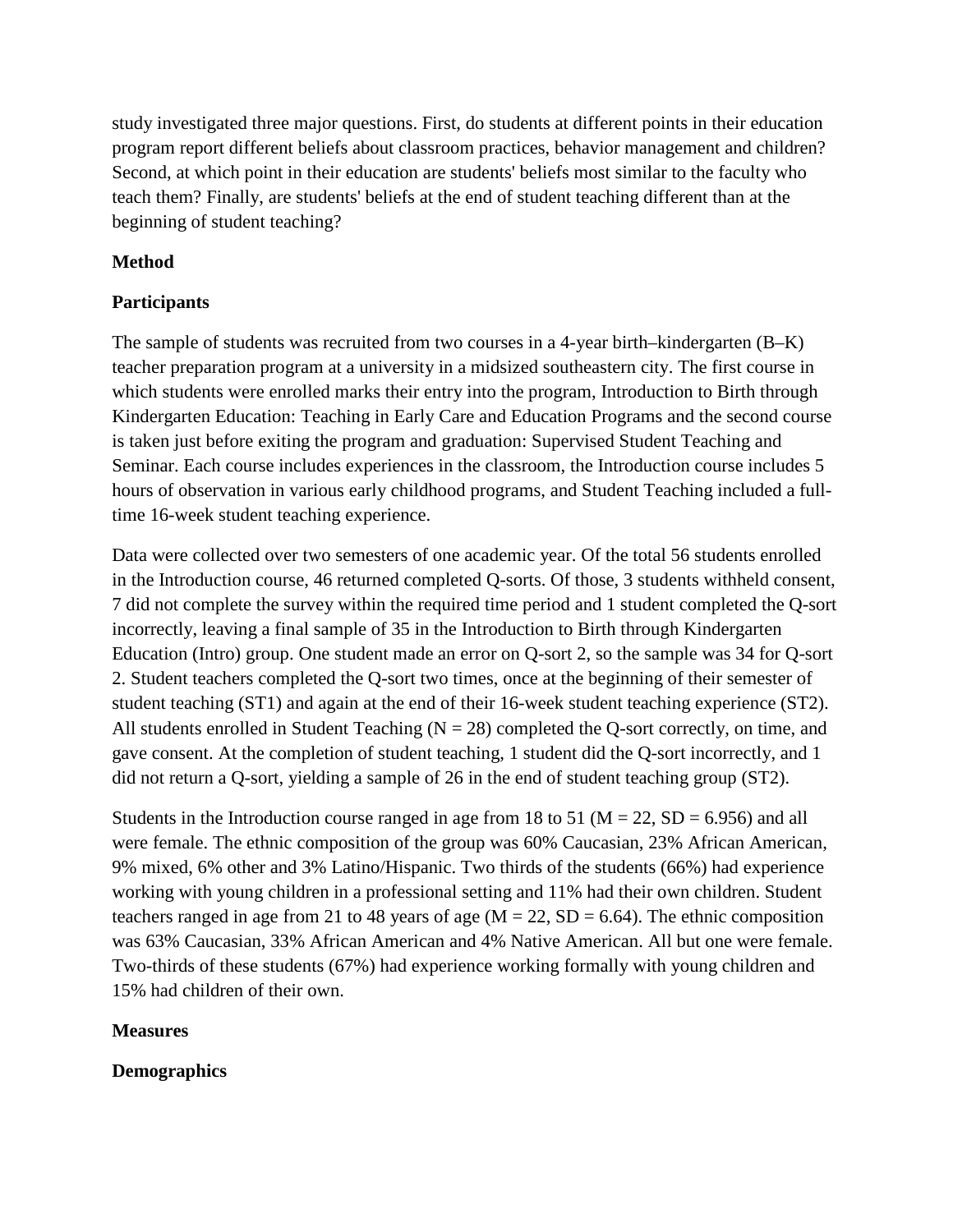study investigated three major questions. First, do students at different points in their education program report different beliefs about classroom practices, behavior management and children? Second, at which point in their education are students' beliefs most similar to the faculty who teach them? Finally, are students' beliefs at the end of student teaching different than at the beginning of student teaching?

## Method

### Participants

The sample of students was recruited from two courses in a 4-year birth–kindergarten (B–K) teacher preparation program at a university in a midsized southeastern city. The first course in which students were enrolled marks their entry into the program, Introduction to Birth through Kindergarten Education: Teaching in Early Care and Education Programs and the second course is taken just before exiting the program and graduation: Supervised Student Teaching and Seminar. Each course includes experiences in the classroom, the Introduction course includes 5 hours of observation in various early childhood programs, and Student Teaching included a full-time 16-week student teaching experience.

Data were collected over two semesters of one academic year. Of the total 56 students enrolled in the Introduction course, 46 returned completed Q-sorts. Of those, 3 students withheld consent, 7 did not complete the survey within the required time period and 1 student completed the Q-sort incorrectly, leaving a final sample of 35 in the Introduction to Birth through Kindergarten Education (Intro) group. One student made an error on Q-sort 2, so the sample was 34 for Q-sort 2. Student teachers completed the Q-sort two times, once at the beginning of their semester of student teaching (ST1) and again at the end of their 16-week student teaching experience (ST2). All students enrolled in Student Teaching ($N = 28$) completed the Q-sort correctly, on time, and gave consent. At the completion of student teaching, 1 student did the Q-sort incorrectly, and 1 did not return a Q-sort, yielding a sample of 26 in the end of student teaching group (ST2).

Students in the Introduction course ranged in age from 18 to 51 ($M = 22$, $SD = 6.956$) and all were female. The ethnic composition of the group was 60% Caucasian, 23% African American, 9% mixed, 6% other and 3% Latino/Hispanic. Two thirds of the students (66%) had experience working with young children in a professional setting and 11% had their own children. Student teachers ranged in age from 21 to 48 years of age ($M = 22$, $SD = 6.64$). The ethnic composition was 63% Caucasian, 33% African American and 4% Native American. All but one were female. Two-thirds of these students (67%) had experience working formally with young children and 15% had children of their own.

### Measures

#### Demographics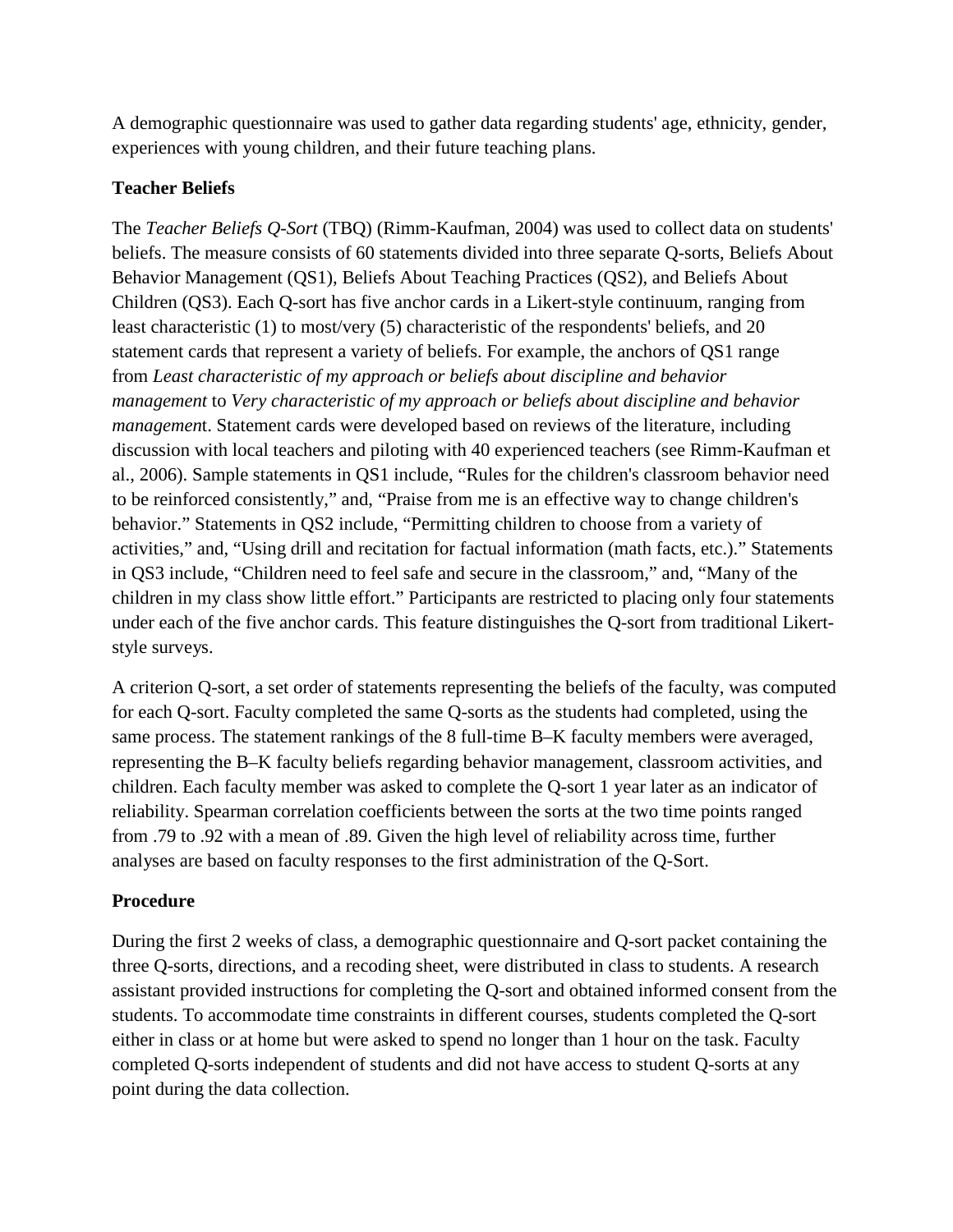A demographic questionnaire was used to gather data regarding students' age, ethnicity, gender, experiences with young children, and their future teaching plans.

### Teacher Beliefs

The *Teacher Beliefs Q-Sort* (TBQ) (Rimm-Kaufman, 2004) was used to collect data on students' beliefs. The measure consists of 60 statements divided into three separate Q-sorts, Beliefs About Behavior Management (QS1), Beliefs About Teaching Practices (QS2), and Beliefs About Children (QS3). Each Q-sort has five anchor cards in a Likert-style continuum, ranging from least characteristic (1) to most/very (5) characteristic of the respondents' beliefs, and 20 statement cards that represent a variety of beliefs. For example, the anchors of QS1 range from *Least characteristic of my approach or beliefs about discipline and behavior management* to *Very characteristic of my approach or beliefs about discipline and behavior managemen*t. Statement cards were developed based on reviews of the literature, including discussion with local teachers and piloting with 40 experienced teachers (see Rimm-Kaufman et al., 2006). Sample statements in QS1 include, "Rules for the children's classroom behavior need to be reinforced consistently," and, "Praise from me is an effective way to change children's behavior." Statements in QS2 include, "Permitting children to choose from a variety of activities," and, "Using drill and recitation for factual information (math facts, etc.)." Statements in QS3 include, "Children need to feel safe and secure in the classroom," and, "Many of the children in my class show little effort." Participants are restricted to placing only four statements under each of the five anchor cards. This feature distinguishes the Q-sort from traditional Likert-style surveys.

A criterion Q-sort, a set order of statements representing the beliefs of the faculty, was computed for each Q-sort. Faculty completed the same Q-sorts as the students had completed, using the same process. The statement rankings of the 8 full-time B–K faculty members were averaged, representing the B–K faculty beliefs regarding behavior management, classroom activities, and children. Each faculty member was asked to complete the Q-sort 1 year later as an indicator of reliability. Spearman correlation coefficients between the sorts at the two time points ranged from .79 to .92 with a mean of .89. Given the high level of reliability across time, further analyses are based on faculty responses to the first administration of the Q-Sort.

### Procedure

During the first 2 weeks of class, a demographic questionnaire and Q-sort packet containing the three Q-sorts, directions, and a recoding sheet, were distributed in class to students. A research assistant provided instructions for completing the Q-sort and obtained informed consent from the students. To accommodate time constraints in different courses, students completed the Q-sort either in class or at home but were asked to spend no longer than 1 hour on the task. Faculty completed Q-sorts independent of students and did not have access to student Q-sorts at any point during the data collection.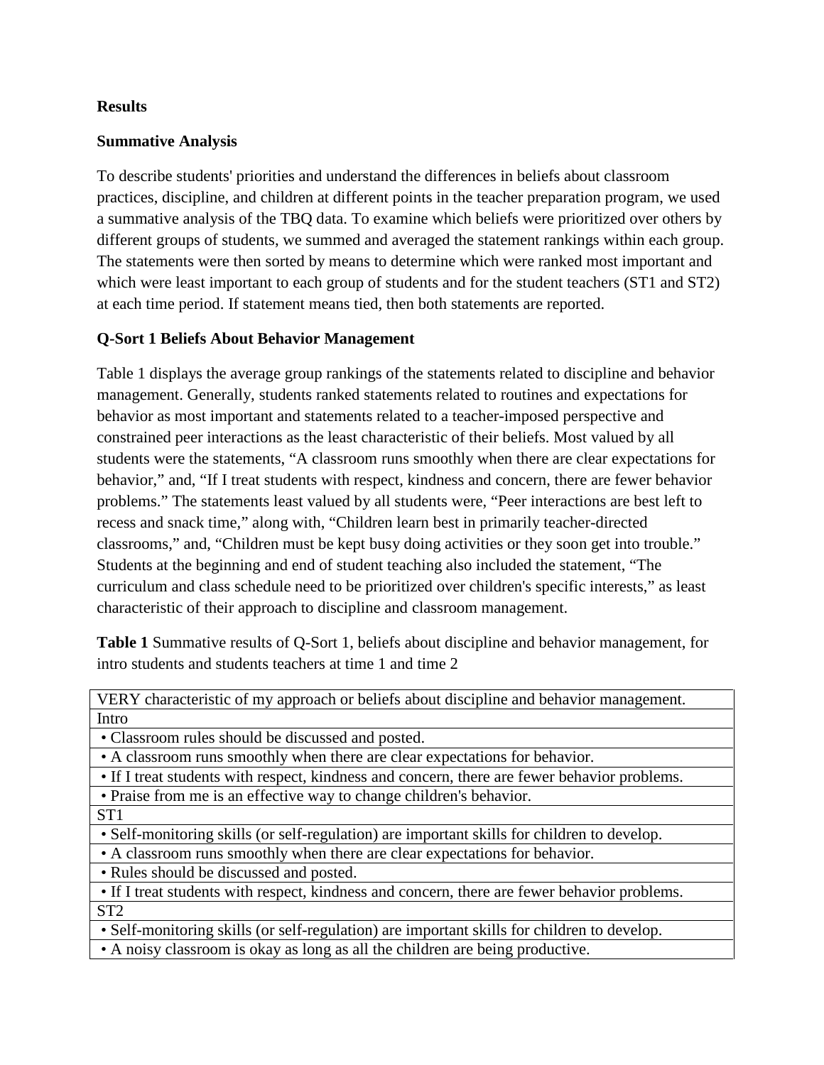**Results**

**Summative Analysis**

To describe students' priorities and understand the differences in beliefs about classroom practices, discipline, and children at different points in the teacher preparation program, we used a summative analysis of the TBQ data. To examine which beliefs were prioritized over others by different groups of students, we summed and averaged the statement rankings within each group. The statements were then sorted by means to determine which were ranked most important and which were least important to each group of students and for the student teachers (ST1 and ST2) at each time period. If statement means tied, then both statements are reported.

**Q-Sort 1 Beliefs About Behavior Management**

Table 1 displays the average group rankings of the statements related to discipline and behavior management. Generally, students ranked statements related to routines and expectations for behavior as most important and statements related to a teacher-imposed perspective and constrained peer interactions as the least characteristic of their beliefs. Most valued by all students were the statements, "A classroom runs smoothly when there are clear expectations for behavior," and, "If I treat students with respect, kindness and concern, there are fewer behavior problems." The statements least valued by all students were, "Peer interactions are best left to recess and snack time," along with, "Children learn best in primarily teacher-directed classrooms," and, "Children must be kept busy doing activities or they soon get into trouble." Students at the beginning and end of student teaching also included the statement, "The curriculum and class schedule need to be prioritized over children's specific interests," as least characteristic of their approach to discipline and classroom management.

**Table 1** Summative results of Q-Sort 1, beliefs about discipline and behavior management, for intro students and students teachers at time 1 and time 2

| VERY characteristic of my approach or beliefs about discipline and behavior management. |
|---|
| Intro |
| • Classroom rules should be discussed and posted. |
| • A classroom runs smoothly when there are clear expectations for behavior. |
| • If I treat students with respect, kindness and concern, there are fewer behavior problems. |
| • Praise from me is an effective way to change children's behavior. |
| ST1 |
| • Self-monitoring skills (or self-regulation) are important skills for children to develop. |
| • A classroom runs smoothly when there are clear expectations for behavior. |
| • Rules should be discussed and posted. |
| • If I treat students with respect, kindness and concern, there are fewer behavior problems. |
| ST2 |
| • Self-monitoring skills (or self-regulation) are important skills for children to develop. |
| • A noisy classroom is okay as long as all the children are being productive. |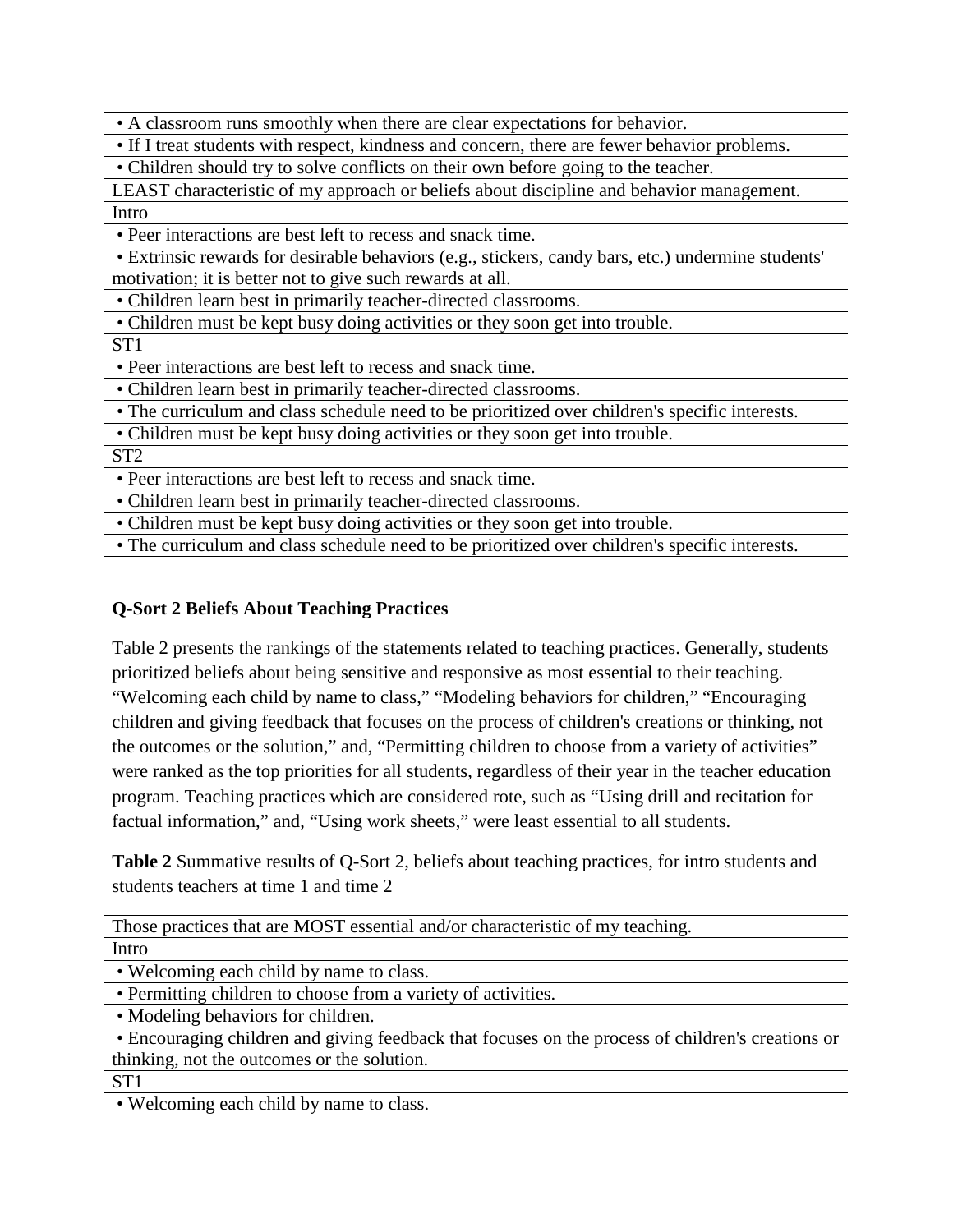| |
|---|
| • A classroom runs smoothly when there are clear expectations for behavior. |
| • If I treat students with respect, kindness and concern, there are fewer behavior problems. |
| • Children should try to solve conflicts on their own before going to the teacher. |
| LEAST characteristic of my approach or beliefs about discipline and behavior management. |
| Intro |
| • Peer interactions are best left to recess and snack time. |
| • Extrinsic rewards for desirable behaviors (e.g., stickers, candy bars, etc.) undermine students' motivation; it is better not to give such rewards at all. |
| • Children learn best in primarily teacher-directed classrooms. |
| • Children must be kept busy doing activities or they soon get into trouble. |
| ST1 |
| • Peer interactions are best left to recess and snack time. |
| • Children learn best in primarily teacher-directed classrooms. |
| • The curriculum and class schedule need to be prioritized over children's specific interests. |
| • Children must be kept busy doing activities or they soon get into trouble. |
| ST2 |
| • Peer interactions are best left to recess and snack time. |
| • Children learn best in primarily teacher-directed classrooms. |
| • Children must be kept busy doing activities or they soon get into trouble. |
| • The curriculum and class schedule need to be prioritized over children's specific interests. |

### Q-Sort 2 Beliefs About Teaching Practices

Table 2 presents the rankings of the statements related to teaching practices. Generally, students prioritized beliefs about being sensitive and responsive as most essential to their teaching. “Welcoming each child by name to class,” “Modeling behaviors for children,” “Encouraging children and giving feedback that focuses on the process of children's creations or thinking, not the outcomes or the solution,” and, “Permitting children to choose from a variety of activities” were ranked as the top priorities for all students, regardless of their year in the teacher education program. Teaching practices which are considered rote, such as “Using drill and recitation for factual information,” and, “Using work sheets,” were least essential to all students.

**Table 2** Summative results of Q-Sort 2, beliefs about teaching practices, for intro students and students teachers at time 1 and time 2

| Those practices that are MOST essential and/or characteristic of my teaching. |
|---|
| Intro |
| • Welcoming each child by name to class. |
| • Permitting children to choose from a variety of activities. |
| • Modeling behaviors for children. |
| • Encouraging children and giving feedback that focuses on the process of children's creations or thinking, not the outcomes or the solution. |
| ST1 |
| • Welcoming each child by name to class. |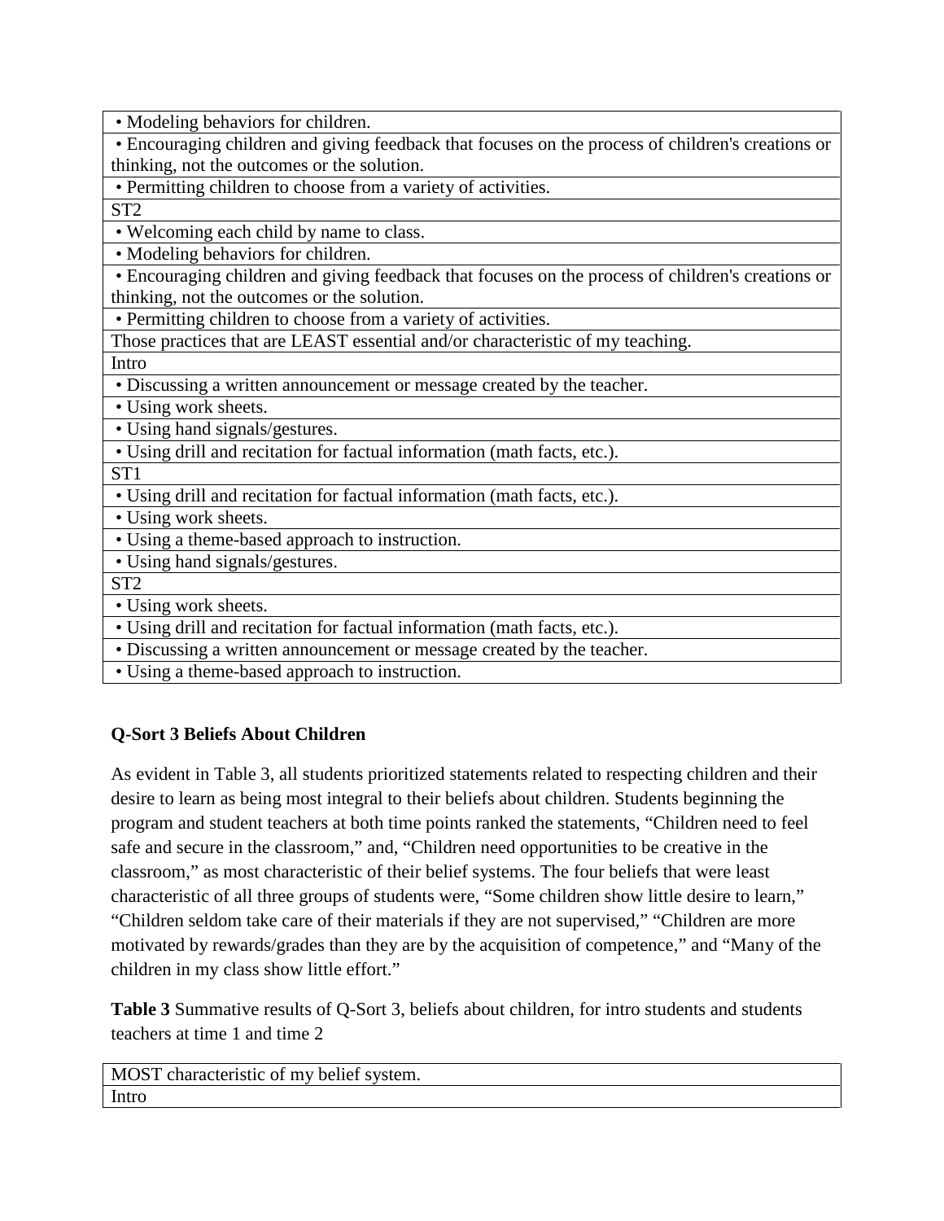| • Modeling behaviors for children. |
|---|
| • Encouraging children and giving feedback that focuses on the process of children's creations or thinking, not the outcomes or the solution. |
| • Permitting children to choose from a variety of activities. |
| ST2 |
| • Welcoming each child by name to class. |
| • Modeling behaviors for children. |
| • Encouraging children and giving feedback that focuses on the process of children's creations or thinking, not the outcomes or the solution. |
| • Permitting children to choose from a variety of activities. |
| Those practices that are LEAST essential and/or characteristic of my teaching. |
| Intro |
| • Discussing a written announcement or message created by the teacher. |
| • Using work sheets. |
| • Using hand signals/gestures. |
| • Using drill and recitation for factual information (math facts, etc.). |
| ST1 |
| • Using drill and recitation for factual information (math facts, etc.). |
| • Using work sheets. |
| • Using a theme-based approach to instruction. |
| • Using hand signals/gestures. |
| ST2 |
| • Using work sheets. |
| • Using drill and recitation for factual information (math facts, etc.). |
| • Discussing a written announcement or message created by the teacher. |
| • Using a theme-based approach to instruction. |

### Q-Sort 3 Beliefs About Children

As evident in Table 3, all students prioritized statements related to respecting children and their desire to learn as being most integral to their beliefs about children. Students beginning the program and student teachers at both time points ranked the statements, "Children need to feel safe and secure in the classroom," and, "Children need opportunities to be creative in the classroom," as most characteristic of their belief systems. The four beliefs that were least characteristic of all three groups of students were, "Some children show little desire to learn," "Children seldom take care of their materials if they are not supervised," "Children are more motivated by rewards/grades than they are by the acquisition of competence," and "Many of the children in my class show little effort."

**Table 3** Summative results of Q-Sort 3, beliefs about children, for intro students and students teachers at time 1 and time 2

| MOST characteristic of my belief system. |
|---|
| Intro |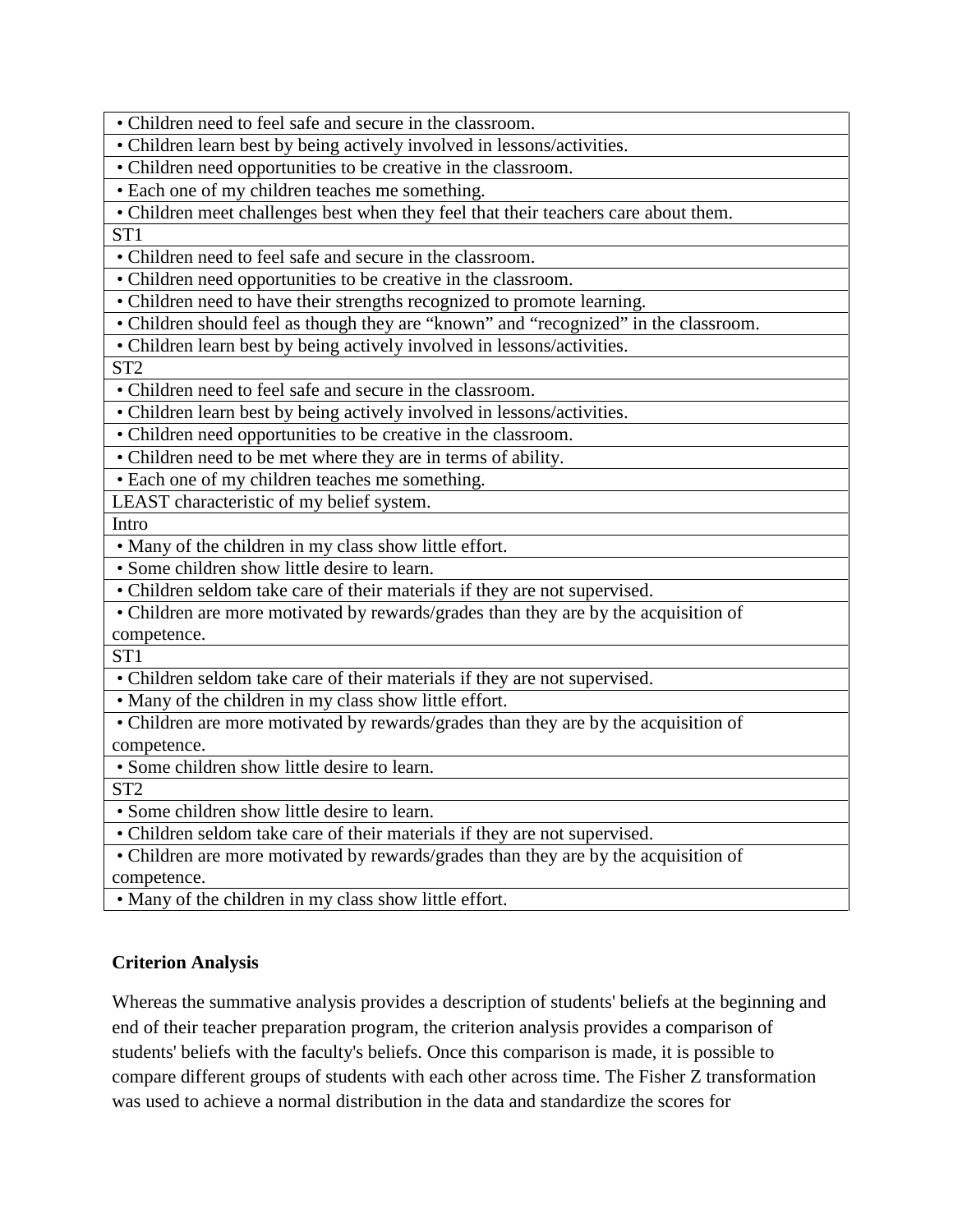| • Children need to feel safe and secure in the classroom. |
|---|
| • Children learn best by being actively involved in lessons/activities. |
| • Children need opportunities to be creative in the classroom. |
| • Each one of my children teaches me something. |
| • Children meet challenges best when they feel that their teachers care about them. |
| ST1 |
| • Children need to feel safe and secure in the classroom. |
| • Children need opportunities to be creative in the classroom. |
| • Children need to have their strengths recognized to promote learning. |
| • Children should feel as though they are "known" and "recognized" in the classroom. |
| • Children learn best by being actively involved in lessons/activities. |
| ST2 |
| • Children need to feel safe and secure in the classroom. |
| • Children learn best by being actively involved in lessons/activities. |
| • Children need opportunities to be creative in the classroom. |
| • Children need to be met where they are in terms of ability. |
| • Each one of my children teaches me something. |
| LEAST characteristic of my belief system. |
| Intro |
| • Many of the children in my class show little effort. |
| • Some children show little desire to learn. |
| • Children seldom take care of their materials if they are not supervised. |
| • Children are more motivated by rewards/grades than they are by the acquisition of competence. |
| ST1 |
| • Children seldom take care of their materials if they are not supervised. |
| • Many of the children in my class show little effort. |
| • Children are more motivated by rewards/grades than they are by the acquisition of competence. |
| • Some children show little desire to learn. |
| ST2 |
| • Some children show little desire to learn. |
| • Children seldom take care of their materials if they are not supervised. |
| • Children are more motivated by rewards/grades than they are by the acquisition of competence. |
| • Many of the children in my class show little effort. |

**Criterion Analysis**

Whereas the summative analysis provides a description of students' beliefs at the beginning and end of their teacher preparation program, the criterion analysis provides a comparison of students' beliefs with the faculty's beliefs. Once this comparison is made, it is possible to compare different groups of students with each other across time. The Fisher Z transformation was used to achieve a normal distribution in the data and standardize the scores for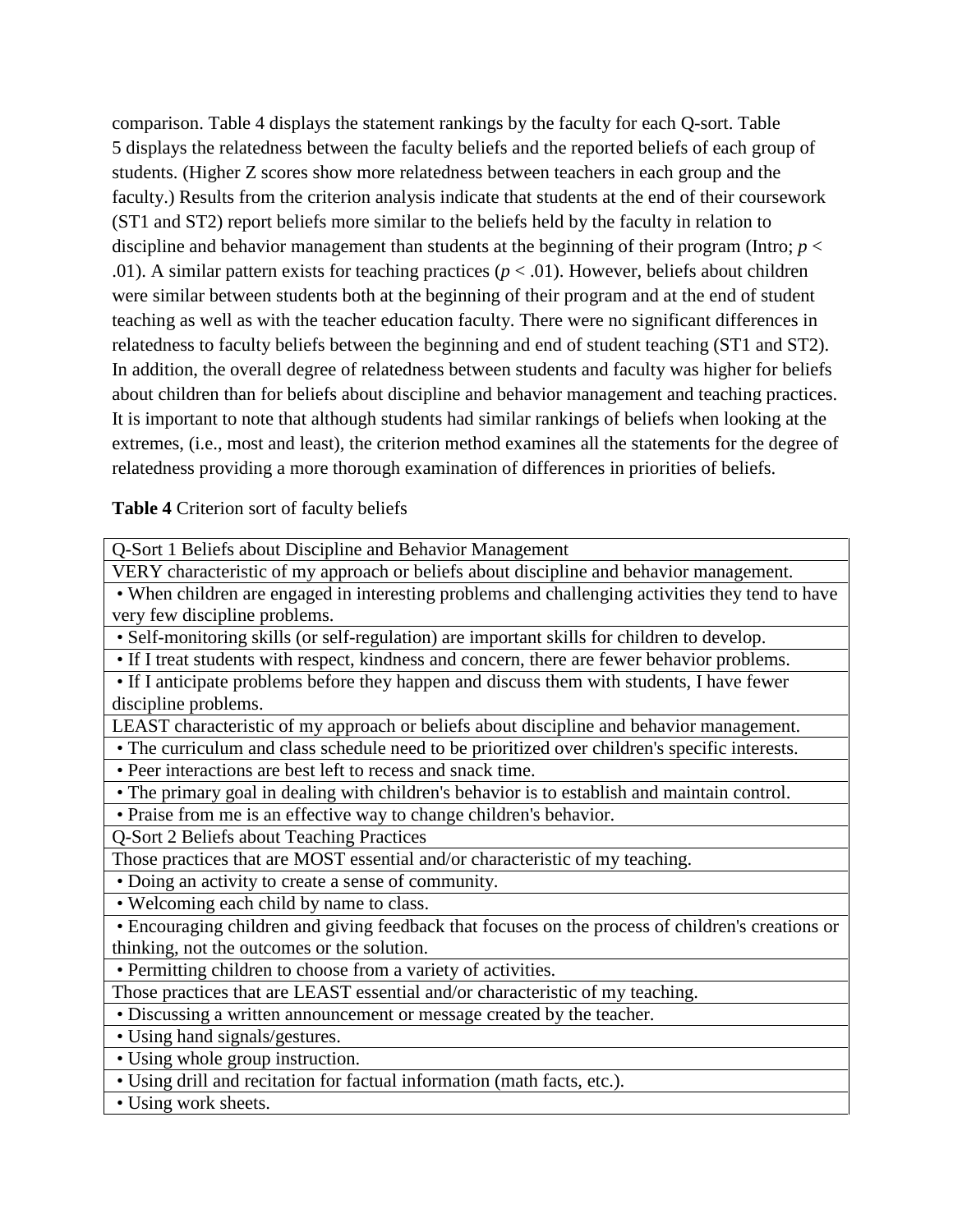comparison. Table 4 displays the statement rankings by the faculty for each Q-sort. Table 5 displays the relatedness between the faculty beliefs and the reported beliefs of each group of students. (Higher Z scores show more relatedness between teachers in each group and the faculty.) Results from the criterion analysis indicate that students at the end of their coursework (ST1 and ST2) report beliefs more similar to the beliefs held by the faculty in relation to discipline and behavior management than students at the beginning of their program (Intro; $p < .01$). A similar pattern exists for teaching practices ($p < .01$). However, beliefs about children were similar between students both at the beginning of their program and at the end of student teaching as well as with the teacher education faculty. There were no significant differences in relatedness to faculty beliefs between the beginning and end of student teaching (ST1 and ST2). In addition, the overall degree of relatedness between students and faculty was higher for beliefs about children than for beliefs about discipline and behavior management and teaching practices. It is important to note that although students had similar rankings of beliefs when looking at the extremes, (i.e., most and least), the criterion method examines all the statements for the degree of relatedness providing a more thorough examination of differences in priorities of beliefs.

**Table 4** Criterion sort of faculty beliefs

| Q-Sort 1 Beliefs about Discipline and Behavior Management |
|---|
| VERY characteristic of my approach or beliefs about discipline and behavior management. |
| • When children are engaged in interesting problems and challenging activities they tend to have very few discipline problems. |
| • Self-monitoring skills (or self-regulation) are important skills for children to develop. |
| • If I treat students with respect, kindness and concern, there are fewer behavior problems. |
| • If I anticipate problems before they happen and discuss them with students, I have fewer discipline problems. |
| LEAST characteristic of my approach or beliefs about discipline and behavior management. |
| • The curriculum and class schedule need to be prioritized over children's specific interests. |
| • Peer interactions are best left to recess and snack time. |
| • The primary goal in dealing with children's behavior is to establish and maintain control. |
| • Praise from me is an effective way to change children's behavior. |
| Q-Sort 2 Beliefs about Teaching Practices |
| Those practices that are MOST essential and/or characteristic of my teaching. |
| • Doing an activity to create a sense of community. |
| • Welcoming each child by name to class. |
| • Encouraging children and giving feedback that focuses on the process of children's creations or thinking, not the outcomes or the solution. |
| • Permitting children to choose from a variety of activities. |
| Those practices that are LEAST essential and/or characteristic of my teaching. |
| • Discussing a written announcement or message created by the teacher. |
| • Using hand signals/gestures. |
| • Using whole group instruction. |
| • Using drill and recitation for factual information (math facts, etc.). |
| • Using work sheets. |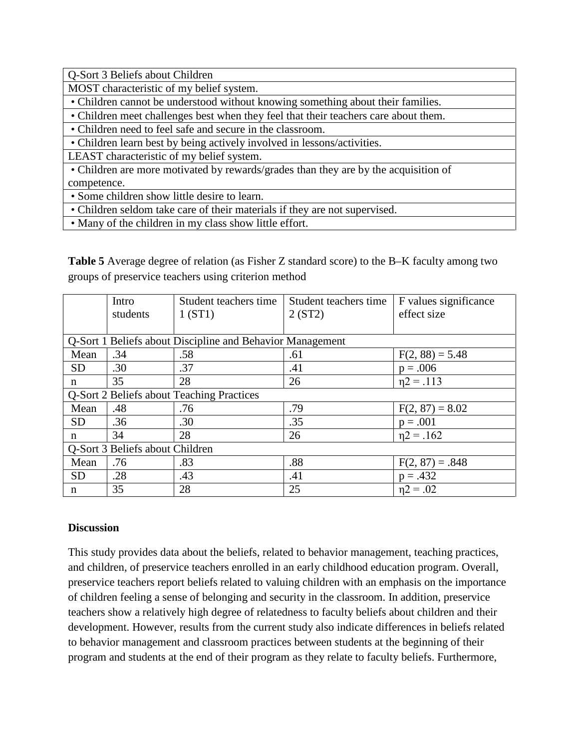| Q-Sort 3 Beliefs about Children |
|---|
| MOST characteristic of my belief system. |
| • Children cannot be understood without knowing something about their families. |
| • Children meet challenges best when they feel that their teachers care about them. |
| • Children need to feel safe and secure in the classroom. |
| • Children learn best by being actively involved in lessons/activities. |
| LEAST characteristic of my belief system. |
| • Children are more motivated by rewards/grades than they are by the acquisition of competence. |
| • Some children show little desire to learn. |
| • Children seldom take care of their materials if they are not supervised. |
| • Many of the children in my class show little effort. |

**Table 5** Average degree of relation (as Fisher Z standard score) to the B–K faculty among two groups of preservice teachers using criterion method

| | Intro students | Student teachers time 1 (ST1) | Student teachers time 2 (ST2) | F values significance effect size |
|---|---|---|---|---|
| Q-Sort 1 Beliefs about Discipline and Behavior Management | | | | |
| Mean | .34 | .58 | .61 | $F(2, 88) = 5.48$ |
| SD | .30 | .37 | .41 | $p = .006$ |
| n | 35 | 28 | 26 | $\eta2 = .113$ |
| Q-Sort 2 Beliefs about Teaching Practices | | | | |
| Mean | .48 | .76 | .79 | $F(2, 87) = 8.02$ |
| SD | .36 | .30 | .35 | $p = .001$ |
| n | 34 | 28 | 26 | $\eta2 = .162$ |
| Q-Sort 3 Beliefs about Children | | | | |
| Mean | .76 | .83 | .88 | $F(2, 87) = .848$ |
| SD | .28 | .43 | .41 | $p = .432$ |
| n | 35 | 28 | 25 | $\eta2 = .02$ |

**Discussion**

This study provides data about the beliefs, related to behavior management, teaching practices, and children, of preservice teachers enrolled in an early childhood education program. Overall, preservice teachers report beliefs related to valuing children with an emphasis on the importance of children feeling a sense of belonging and security in the classroom. In addition, preservice teachers show a relatively high degree of relatedness to faculty beliefs about children and their development. However, results from the current study also indicate differences in beliefs related to behavior management and classroom practices between students at the beginning of their program and students at the end of their program as they relate to faculty beliefs. Furthermore,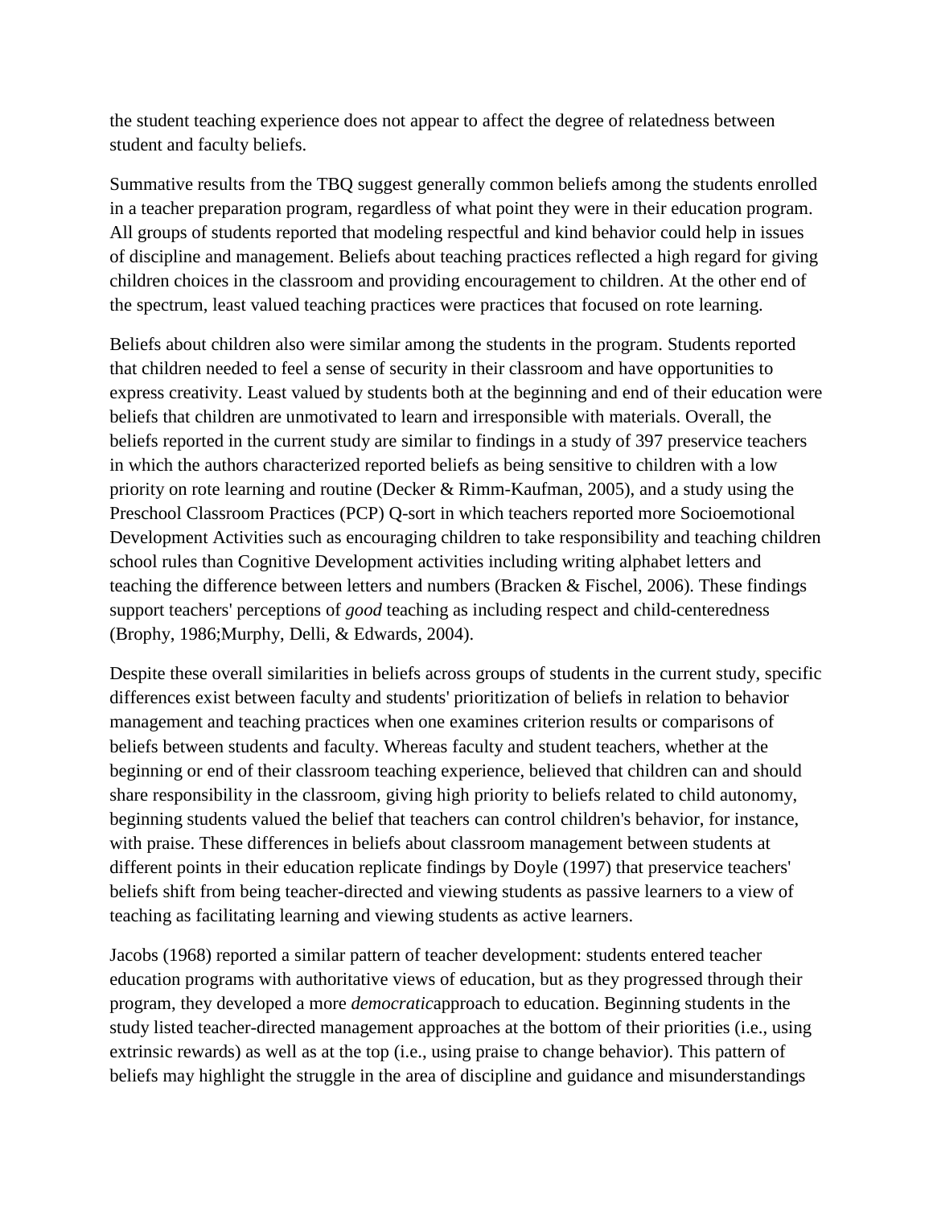the student teaching experience does not appear to affect the degree of relatedness between student and faculty beliefs.

Summative results from the TBQ suggest generally common beliefs among the students enrolled in a teacher preparation program, regardless of what point they were in their education program. All groups of students reported that modeling respectful and kind behavior could help in issues of discipline and management. Beliefs about teaching practices reflected a high regard for giving children choices in the classroom and providing encouragement to children. At the other end of the spectrum, least valued teaching practices were practices that focused on rote learning.

Beliefs about children also were similar among the students in the program. Students reported that children needed to feel a sense of security in their classroom and have opportunities to express creativity. Least valued by students both at the beginning and end of their education were beliefs that children are unmotivated to learn and irresponsible with materials. Overall, the beliefs reported in the current study are similar to findings in a study of 397 preservice teachers in which the authors characterized reported beliefs as being sensitive to children with a low priority on rote learning and routine (Decker & Rimm-Kaufman, 2005), and a study using the Preschool Classroom Practices (PCP) Q-sort in which teachers reported more Socioemotional Development Activities such as encouraging children to take responsibility and teaching children school rules than Cognitive Development activities including writing alphabet letters and teaching the difference between letters and numbers (Bracken & Fischel, 2006). These findings support teachers' perceptions of *good* teaching as including respect and child-centeredness (Brophy, 1986;Murphy, Delli, & Edwards, 2004).

Despite these overall similarities in beliefs across groups of students in the current study, specific differences exist between faculty and students' prioritization of beliefs in relation to behavior management and teaching practices when one examines criterion results or comparisons of beliefs between students and faculty. Whereas faculty and student teachers, whether at the beginning or end of their classroom teaching experience, believed that children can and should share responsibility in the classroom, giving high priority to beliefs related to child autonomy, beginning students valued the belief that teachers can control children's behavior, for instance, with praise. These differences in beliefs about classroom management between students at different points in their education replicate findings by Doyle (1997) that preservice teachers' beliefs shift from being teacher-directed and viewing students as passive learners to a view of teaching as facilitating learning and viewing students as active learners.

Jacobs (1968) reported a similar pattern of teacher development: students entered teacher education programs with authoritative views of education, but as they progressed through their program, they developed a more *democratic*approach to education. Beginning students in the study listed teacher-directed management approaches at the bottom of their priorities (i.e., using extrinsic rewards) as well as at the top (i.e., using praise to change behavior). This pattern of beliefs may highlight the struggle in the area of discipline and guidance and misunderstandings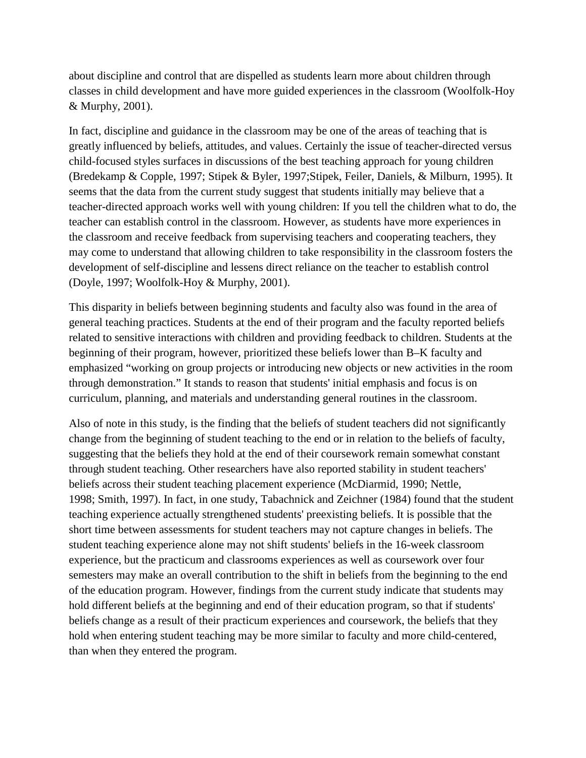about discipline and control that are dispelled as students learn more about children through classes in child development and have more guided experiences in the classroom (Woolfolk-Hoy & Murphy, 2001).

In fact, discipline and guidance in the classroom may be one of the areas of teaching that is greatly influenced by beliefs, attitudes, and values. Certainly the issue of teacher-directed versus child-focused styles surfaces in discussions of the best teaching approach for young children (Bredekamp & Copple, 1997; Stipek & Byler, 1997;Stipek, Feiler, Daniels, & Milburn, 1995). It seems that the data from the current study suggest that students initially may believe that a teacher-directed approach works well with young children: If you tell the children what to do, the teacher can establish control in the classroom. However, as students have more experiences in the classroom and receive feedback from supervising teachers and cooperating teachers, they may come to understand that allowing children to take responsibility in the classroom fosters the development of self-discipline and lessens direct reliance on the teacher to establish control (Doyle, 1997; Woolfolk-Hoy & Murphy, 2001).

This disparity in beliefs between beginning students and faculty also was found in the area of general teaching practices. Students at the end of their program and the faculty reported beliefs related to sensitive interactions with children and providing feedback to children. Students at the beginning of their program, however, prioritized these beliefs lower than B–K faculty and emphasized "working on group projects or introducing new objects or new activities in the room through demonstration." It stands to reason that students' initial emphasis and focus is on curriculum, planning, and materials and understanding general routines in the classroom.

Also of note in this study, is the finding that the beliefs of student teachers did not significantly change from the beginning of student teaching to the end or in relation to the beliefs of faculty, suggesting that the beliefs they hold at the end of their coursework remain somewhat constant through student teaching. Other researchers have also reported stability in student teachers' beliefs across their student teaching placement experience (McDiarmid, 1990; Nettle, 1998; Smith, 1997). In fact, in one study, Tabachnick and Zeichner (1984) found that the student teaching experience actually strengthened students' preexisting beliefs. It is possible that the short time between assessments for student teachers may not capture changes in beliefs. The student teaching experience alone may not shift students' beliefs in the 16-week classroom experience, but the practicum and classrooms experiences as well as coursework over four semesters may make an overall contribution to the shift in beliefs from the beginning to the end of the education program. However, findings from the current study indicate that students may hold different beliefs at the beginning and end of their education program, so that if students' beliefs change as a result of their practicum experiences and coursework, the beliefs that they hold when entering student teaching may be more similar to faculty and more child-centered, than when they entered the program.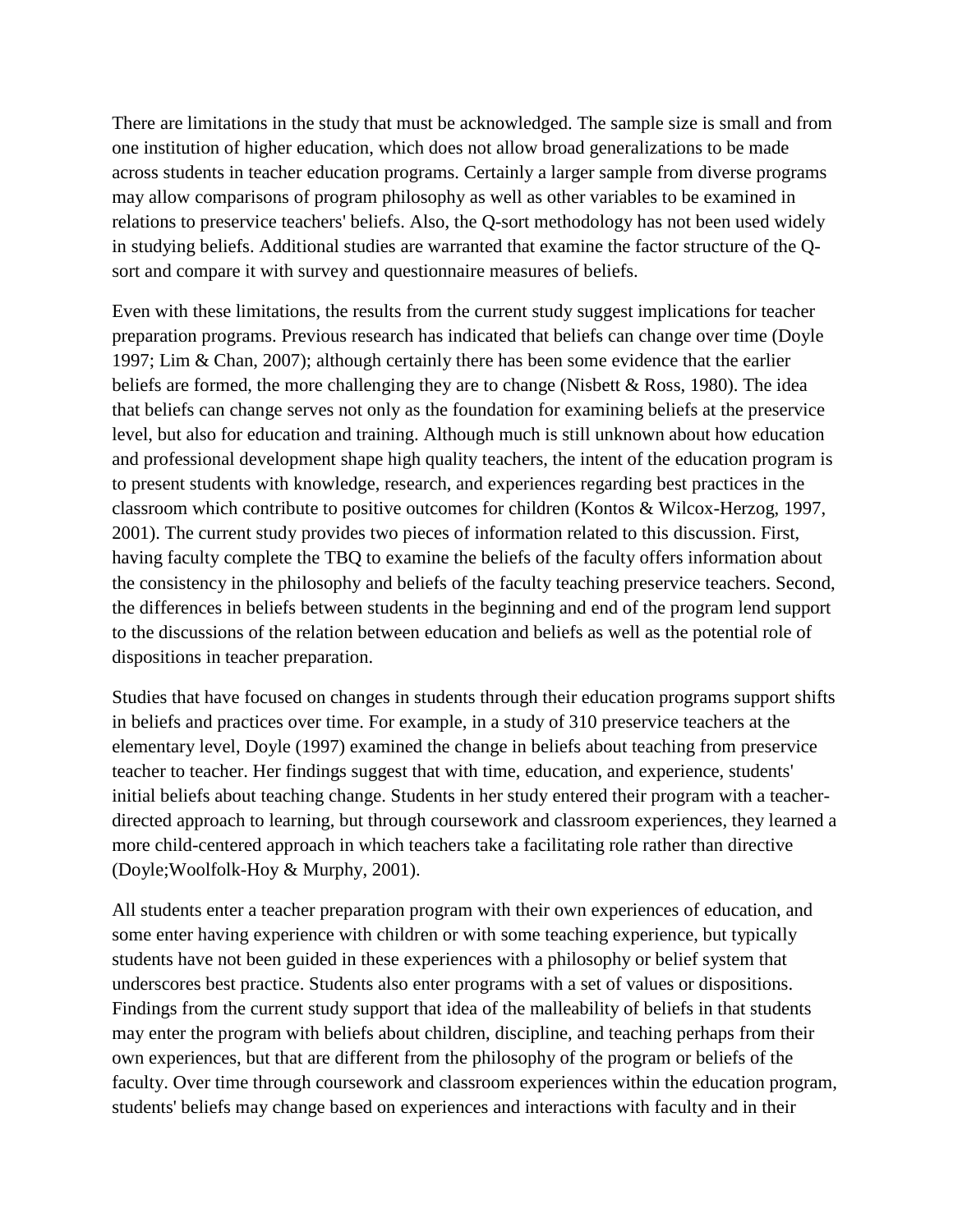There are limitations in the study that must be acknowledged. The sample size is small and from one institution of higher education, which does not allow broad generalizations to be made across students in teacher education programs. Certainly a larger sample from diverse programs may allow comparisons of program philosophy as well as other variables to be examined in relations to preservice teachers' beliefs. Also, the Q-sort methodology has not been used widely in studying beliefs. Additional studies are warranted that examine the factor structure of the Q-sort and compare it with survey and questionnaire measures of beliefs.

Even with these limitations, the results from the current study suggest implications for teacher preparation programs. Previous research has indicated that beliefs can change over time (Doyle 1997; Lim & Chan, 2007); although certainly there has been some evidence that the earlier beliefs are formed, the more challenging they are to change (Nisbett & Ross, 1980). The idea that beliefs can change serves not only as the foundation for examining beliefs at the preservice level, but also for education and training. Although much is still unknown about how education and professional development shape high quality teachers, the intent of the education program is to present students with knowledge, research, and experiences regarding best practices in the classroom which contribute to positive outcomes for children (Kontos & Wilcox-Herzog, 1997, 2001). The current study provides two pieces of information related to this discussion. First, having faculty complete the TBQ to examine the beliefs of the faculty offers information about the consistency in the philosophy and beliefs of the faculty teaching preservice teachers. Second, the differences in beliefs between students in the beginning and end of the program lend support to the discussions of the relation between education and beliefs as well as the potential role of dispositions in teacher preparation.

Studies that have focused on changes in students through their education programs support shifts in beliefs and practices over time. For example, in a study of 310 preservice teachers at the elementary level, Doyle (1997) examined the change in beliefs about teaching from preservice teacher to teacher. Her findings suggest that with time, education, and experience, students' initial beliefs about teaching change. Students in her study entered their program with a teacher-directed approach to learning, but through coursework and classroom experiences, they learned a more child-centered approach in which teachers take a facilitating role rather than directive (Doyle;Woolfolk-Hoy & Murphy, 2001).

All students enter a teacher preparation program with their own experiences of education, and some enter having experience with children or with some teaching experience, but typically students have not been guided in these experiences with a philosophy or belief system that underscores best practice. Students also enter programs with a set of values or dispositions. Findings from the current study support that idea of the malleability of beliefs in that students may enter the program with beliefs about children, discipline, and teaching perhaps from their own experiences, but that are different from the philosophy of the program or beliefs of the faculty. Over time through coursework and classroom experiences within the education program, students' beliefs may change based on experiences and interactions with faculty and in their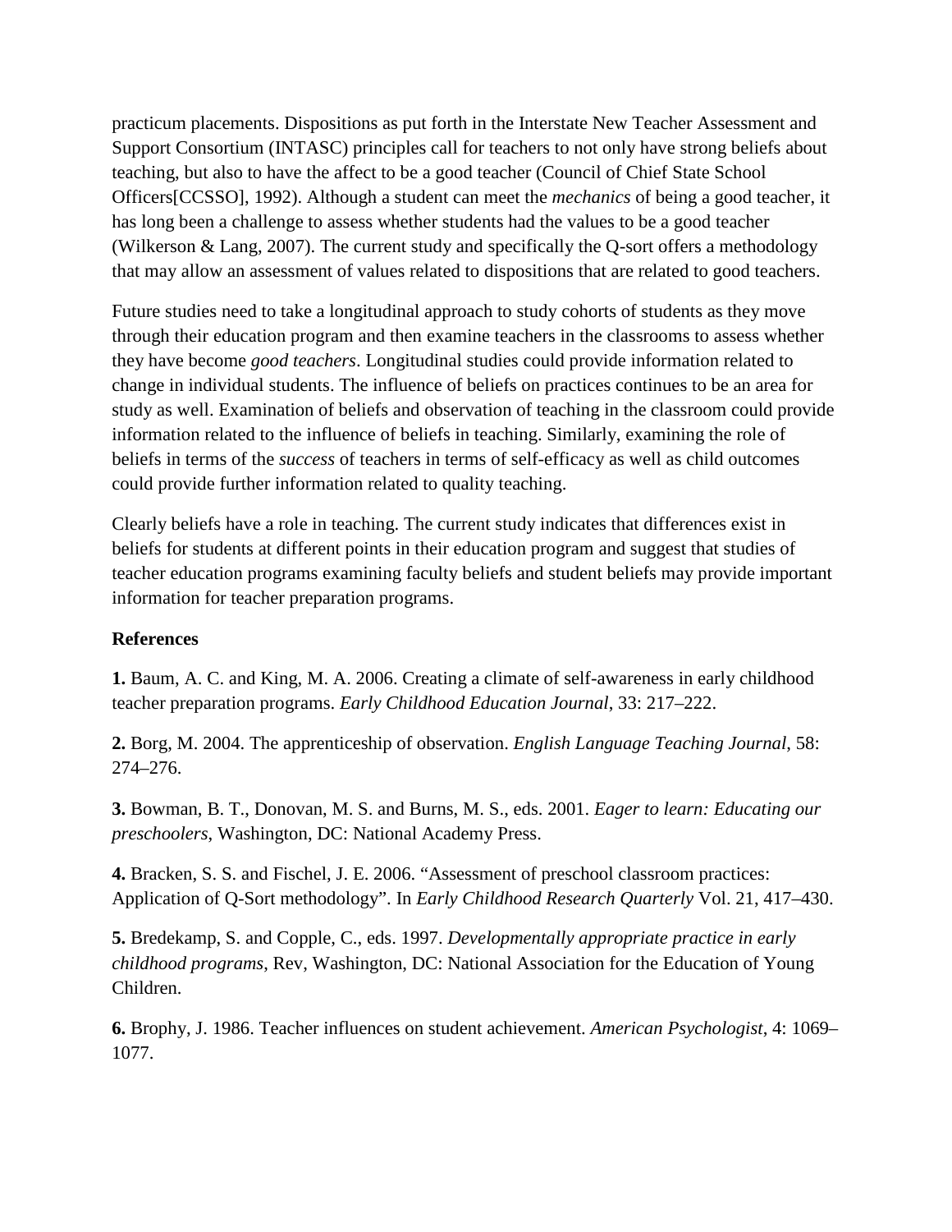practicum placements. Dispositions as put forth in the Interstate New Teacher Assessment and Support Consortium (INTASC) principles call for teachers to not only have strong beliefs about teaching, but also to have the affect to be a good teacher (Council of Chief State School Officers[CCSSO], 1992). Although a student can meet the *mechanics* of being a good teacher, it has long been a challenge to assess whether students had the values to be a good teacher (Wilkerson & Lang, 2007). The current study and specifically the Q-sort offers a methodology that may allow an assessment of values related to dispositions that are related to good teachers.

Future studies need to take a longitudinal approach to study cohorts of students as they move through their education program and then examine teachers in the classrooms to assess whether they have become *good teachers*. Longitudinal studies could provide information related to change in individual students. The influence of beliefs on practices continues to be an area for study as well. Examination of beliefs and observation of teaching in the classroom could provide information related to the influence of beliefs in teaching. Similarly, examining the role of beliefs in terms of the *success* of teachers in terms of self-efficacy as well as child outcomes could provide further information related to quality teaching.

Clearly beliefs have a role in teaching. The current study indicates that differences exist in beliefs for students at different points in their education program and suggest that studies of teacher education programs examining faculty beliefs and student beliefs may provide important information for teacher preparation programs.

**References**

**1.** Baum, A. C. and King, M. A. 2006. Creating a climate of self-awareness in early childhood teacher preparation programs. *Early Childhood Education Journal*, 33: 217–222.

**2.** Borg, M. 2004. The apprenticeship of observation. *English Language Teaching Journal*, 58: 274–276.

**3.** Bowman, B. T., Donovan, M. S. and Burns, M. S., eds. 2001. *Eager to learn: Educating our preschoolers*, Washington, DC: National Academy Press.

**4.** Bracken, S. S. and Fischel, J. E. 2006. "Assessment of preschool classroom practices: Application of Q-Sort methodology". In *Early Childhood Research Quarterly* Vol. 21, 417–430.

**5.** Bredekamp, S. and Copple, C., eds. 1997. *Developmentally appropriate practice in early childhood programs*, Rev, Washington, DC: National Association for the Education of Young Children.

**6.** Brophy, J. 1986. Teacher influences on student achievement. *American Psychologist*, 4: 1069–1077.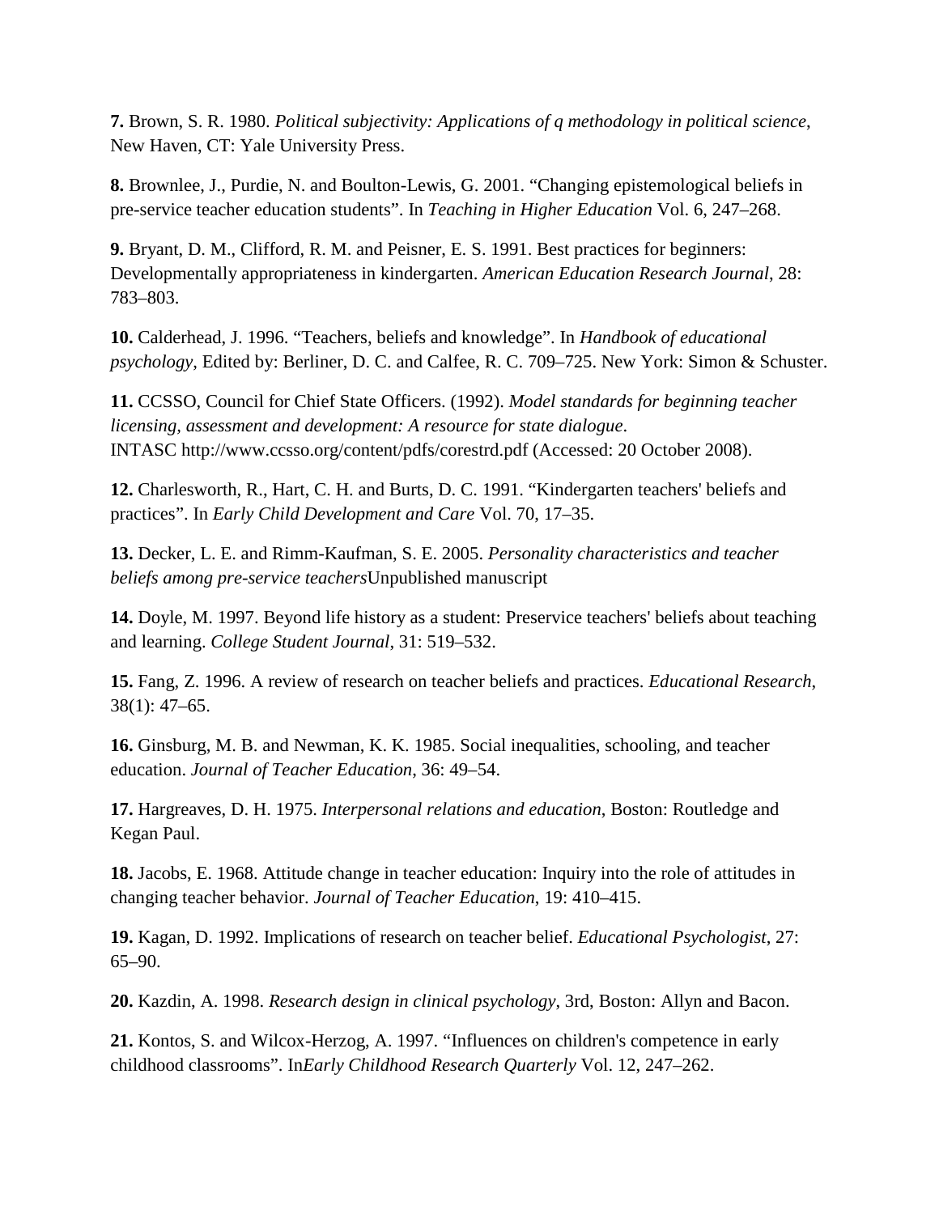**7.** Brown, S. R. 1980. *Political subjectivity: Applications of q methodology in political science*, New Haven, CT: Yale University Press.

**8.** Brownlee, J., Purdie, N. and Boulton-Lewis, G. 2001. “Changing epistemological beliefs in pre-service teacher education students”. In *Teaching in Higher Education* Vol. 6, 247–268.

**9.** Bryant, D. M., Clifford, R. M. and Peisner, E. S. 1991. Best practices for beginners: Developmentally appropriateness in kindergarten. *American Education Research Journal*, 28: 783–803.

**10.** Calderhead, J. 1996. “Teachers, beliefs and knowledge”. In *Handbook of educational psychology*, Edited by: Berliner, D. C. and Calfee, R. C. 709–725. New York: Simon & Schuster.

**11.** CCSSO, Council for Chief State Officers. (1992). *Model standards for beginning teacher licensing, assessment and development: A resource for state dialogue*. INTASC http://www.ccsso.org/content/pdfs/corestrd.pdf (Accessed: 20 October 2008).

**12.** Charlesworth, R., Hart, C. H. and Burts, D. C. 1991. “Kindergarten teachers' beliefs and practices”. In *Early Child Development and Care* Vol. 70, 17–35.

**13.** Decker, L. E. and Rimm-Kaufman, S. E. 2005. *Personality characteristics and teacher beliefs among pre-service teachers*Unpublished manuscript

**14.** Doyle, M. 1997. Beyond life history as a student: Preservice teachers' beliefs about teaching and learning. *College Student Journal*, 31: 519–532.

**15.** Fang, Z. 1996. A review of research on teacher beliefs and practices. *Educational Research*, 38(1): 47–65.

**16.** Ginsburg, M. B. and Newman, K. K. 1985. Social inequalities, schooling, and teacher education. *Journal of Teacher Education*, 36: 49–54.

**17.** Hargreaves, D. H. 1975. *Interpersonal relations and education*, Boston: Routledge and Kegan Paul.

**18.** Jacobs, E. 1968. Attitude change in teacher education: Inquiry into the role of attitudes in changing teacher behavior. *Journal of Teacher Education*, 19: 410–415.

**19.** Kagan, D. 1992. Implications of research on teacher belief. *Educational Psychologist*, 27: 65–90.

**20.** Kazdin, A. 1998. *Research design in clinical psychology*, 3rd, Boston: Allyn and Bacon.

**21.** Kontos, S. and Wilcox-Herzog, A. 1997. “Influences on children's competence in early childhood classrooms”. In*Early Childhood Research Quarterly* Vol. 12, 247–262.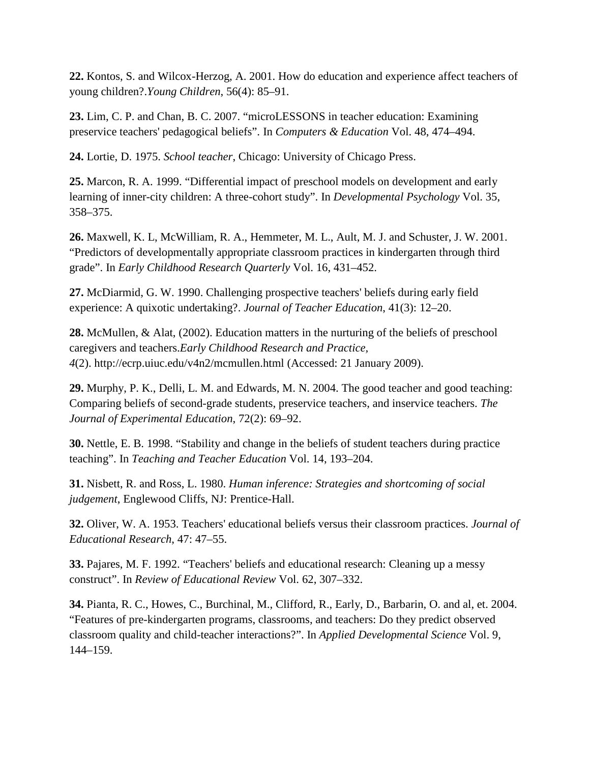**22.** Kontos, S. and Wilcox-Herzog, A. 2001. How do education and experience affect teachers of young children?.*Young Children*, 56(4): 85–91.

**23.** Lim, C. P. and Chan, B. C. 2007. “microLESSONS in teacher education: Examining preservice teachers' pedagogical beliefs”. In *Computers & Education* Vol. 48, 474–494.

**24.** Lortie, D. 1975. *School teacher*, Chicago: University of Chicago Press.

**25.** Marcon, R. A. 1999. “Differential impact of preschool models on development and early learning of inner-city children: A three-cohort study”. In *Developmental Psychology* Vol. 35, 358–375.

**26.** Maxwell, K. L, McWilliam, R. A., Hemmeter, M. L., Ault, M. J. and Schuster, J. W. 2001. “Predictors of developmentally appropriate classroom practices in kindergarten through third grade”. In *Early Childhood Research Quarterly* Vol. 16, 431–452.

**27.** McDiarmid, G. W. 1990. Challenging prospective teachers' beliefs during early field experience: A quixotic undertaking?. *Journal of Teacher Education*, 41(3): 12–20.

**28.** McMullen, & Alat, (2002). Education matters in the nurturing of the beliefs of preschool caregivers and teachers.*Early Childhood Research and Practice, 4*(2). http://ecrp.uiuc.edu/v4n2/mcmullen.html (Accessed: 21 January 2009).

**29.** Murphy, P. K., Delli, L. M. and Edwards, M. N. 2004. The good teacher and good teaching: Comparing beliefs of second-grade students, preservice teachers, and inservice teachers. *The Journal of Experimental Education*, 72(2): 69–92.

**30.** Nettle, E. B. 1998. “Stability and change in the beliefs of student teachers during practice teaching”. In *Teaching and Teacher Education* Vol. 14, 193–204.

**31.** Nisbett, R. and Ross, L. 1980. *Human inference: Strategies and shortcoming of social judgement*, Englewood Cliffs, NJ: Prentice-Hall.

**32.** Oliver, W. A. 1953. Teachers' educational beliefs versus their classroom practices. *Journal of Educational Research*, 47: 47–55.

**33.** Pajares, M. F. 1992. “Teachers' beliefs and educational research: Cleaning up a messy construct”. In *Review of Educational Review* Vol. 62, 307–332.

**34.** Pianta, R. C., Howes, C., Burchinal, M., Clifford, R., Early, D., Barbarin, O. and al, et. 2004. “Features of pre-kindergarten programs, classrooms, and teachers: Do they predict observed classroom quality and child-teacher interactions?”. In *Applied Developmental Science* Vol. 9, 144–159.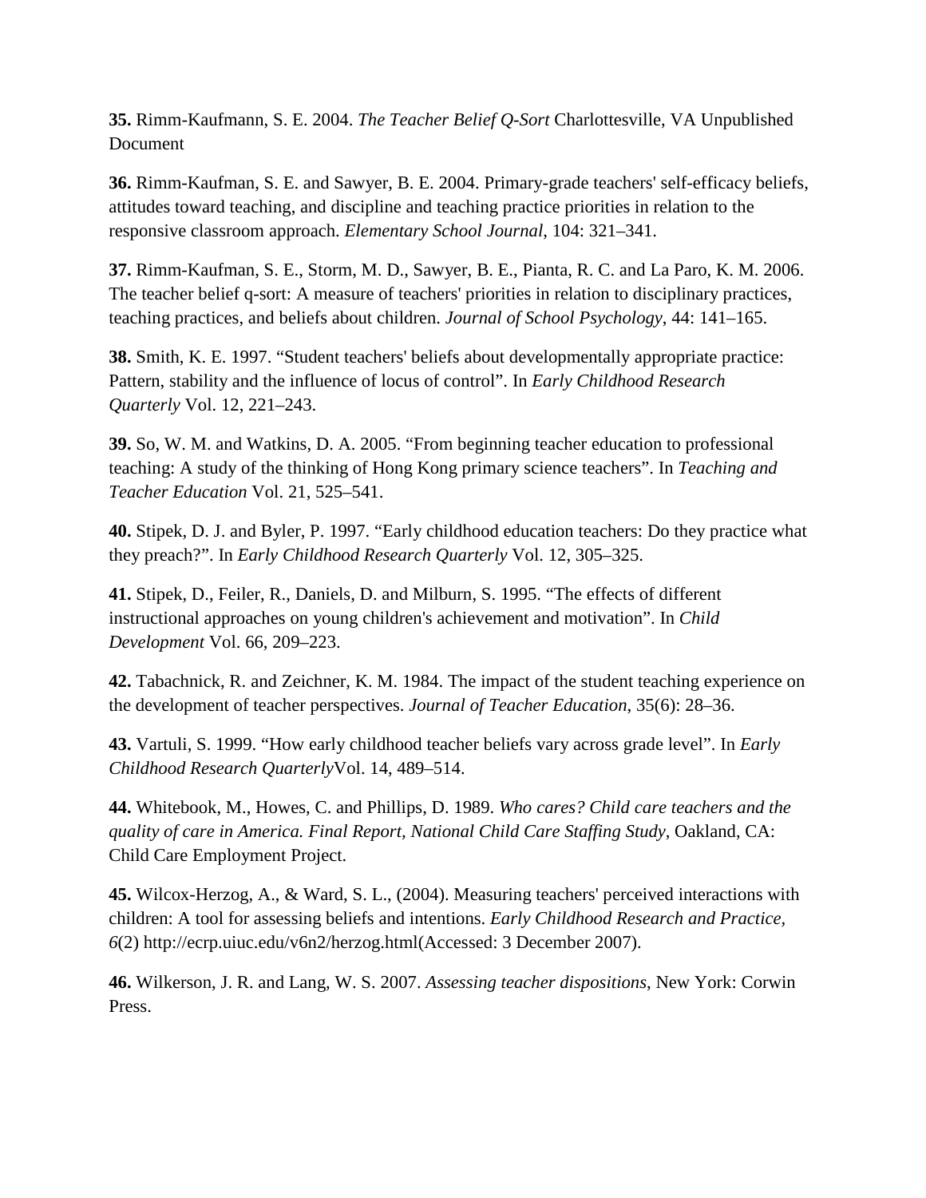**35.** Rimm-Kaufmann, S. E. 2004. *The Teacher Belief Q-Sort* Charlottesville, VA Unpublished Document

**36.** Rimm-Kaufman, S. E. and Sawyer, B. E. 2004. Primary-grade teachers' self-efficacy beliefs, attitudes toward teaching, and discipline and teaching practice priorities in relation to the responsive classroom approach. *Elementary School Journal*, 104: 321–341.

**37.** Rimm-Kaufman, S. E., Storm, M. D., Sawyer, B. E., Pianta, R. C. and La Paro, K. M. 2006. The teacher belief q-sort: A measure of teachers' priorities in relation to disciplinary practices, teaching practices, and beliefs about children. *Journal of School Psychology*, 44: 141–165.

**38.** Smith, K. E. 1997. “Student teachers' beliefs about developmentally appropriate practice: Pattern, stability and the influence of locus of control”. In *Early Childhood Research Quarterly* Vol. 12, 221–243.

**39.** So, W. M. and Watkins, D. A. 2005. “From beginning teacher education to professional teaching: A study of the thinking of Hong Kong primary science teachers”. In *Teaching and Teacher Education* Vol. 21, 525–541.

**40.** Stipek, D. J. and Byler, P. 1997. “Early childhood education teachers: Do they practice what they preach?”. In *Early Childhood Research Quarterly* Vol. 12, 305–325.

**41.** Stipek, D., Feiler, R., Daniels, D. and Milburn, S. 1995. “The effects of different instructional approaches on young children's achievement and motivation”. In *Child Development* Vol. 66, 209–223.

**42.** Tabachnick, R. and Zeichner, K. M. 1984. The impact of the student teaching experience on the development of teacher perspectives. *Journal of Teacher Education*, 35(6): 28–36.

**43.** Vartuli, S. 1999. “How early childhood teacher beliefs vary across grade level”. In *Early Childhood Research Quarterly*Vol. 14, 489–514.

**44.** Whitebook, M., Howes, C. and Phillips, D. 1989. *Who cares? Child care teachers and the quality of care in America. Final Report, National Child Care Staffing Study*, Oakland, CA: Child Care Employment Project.

**45.** Wilcox-Herzog, A., & Ward, S. L., (2004). Measuring teachers' perceived interactions with children: A tool for assessing beliefs and intentions. *Early Childhood Research and Practice, 6*(2) http://ecrp.uiuc.edu/v6n2/herzog.html(Accessed: 3 December 2007).

**46.** Wilkerson, J. R. and Lang, W. S. 2007. *Assessing teacher dispositions*, New York: Corwin Press.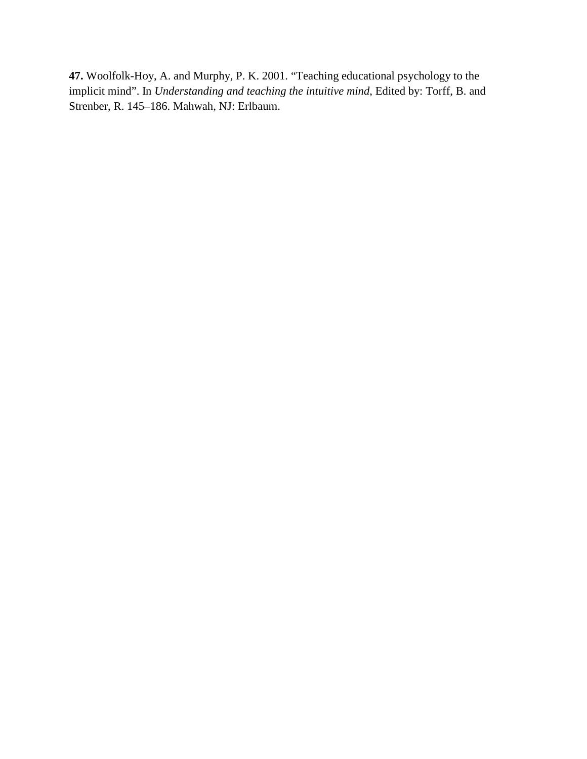**47.** Woolfolk-Hoy, A. and Murphy, P. K. 2001. “Teaching educational psychology to the implicit mind”. In *Understanding and teaching the intuitive mind*, Edited by: Torff, B. and Strenber, R. 145–186. Mahwah, NJ: Erlbaum.